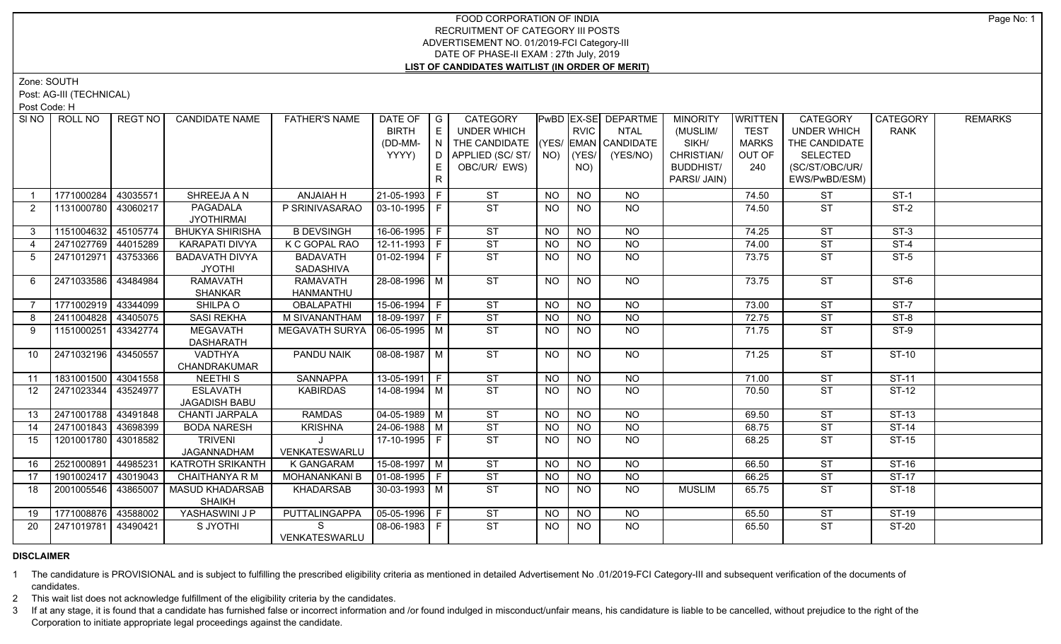# FOOD CORPORATION OF INDIA
## RECRUITMENT OF CATEGORY III POSTS
## ADVERTISEMENT NO. 01/2019-FCI Category-III
## DATE OF PHASE-II EXAM : 27th July, 2019
## LIST OF CANDIDATES WAITLIST (IN ORDER OF MERIT)

Zone: SOUTH

Post: AG-III (TECHNICAL)

Post Code: H

| Sl NO | ROLL NO | REGT NO | CANDIDATE NAME | FATHER'S NAME | DATE OF BIRTH (DD-MM-YYYY) | GENDER | CATEGORY UNDER WHICH THE CANDIDATE APPLIED (SC/ ST/ OBC/UR/ EWS) | PwBD (YES/ NO) | EX-SERVICEMAN (YES/ NO) | DEPARTMENTAL CANDIDATE (YES/NO) | MINORITY (MUSLIM/ SIKH/ CHRISTIAN/ BUDDHIST/ PARSI/ JAIN) | WRITTEN TEST MARKS OUT OF 240 | CATEGORY UNDER WHICH THE CANDIDATE SELECTED (SC/ST/OBC/UR/ EWS/PwBD/ESM) | CATEGORY RANK | REMARKS |
|---|---|---|---|---|---|---|---|---|---|---|---|---|---|---|---|
| 1 | 1771000284 | 43035571 | SHREEJA A N | ANJAIAH H | 21-05-1993 | F | ST | NO | NO | NO | | 74.50 | ST | ST-1 | |
| 2 | 1131000780 | 43060217 | PAGADALA JYOTHIRMAI | P SRINIVASARAO | 03-10-1995 | F | ST | NO | NO | NO | | 74.50 | ST | ST-2 | |
| 3 | 1151004632 | 45105774 | BHUKYA SHIRISHA | B DEVSINGH | 16-06-1995 | F | ST | NO | NO | NO | | 74.25 | ST | ST-3 | |
| 4 | 2471027769 | 44015289 | KARAPATI DIVYA | K C GOPAL RAO | 12-11-1993 | F | ST | NO | NO | NO | | 74.00 | ST | ST-4 | |
| 5 | 2471012971 | 43753366 | BADAVATH DIVYA JYOTHI | BADAVATH SADASHIVA | 01-02-1994 | F | ST | NO | NO | NO | | 73.75 | ST | ST-5 | |
| 6 | 2471033586 | 43484984 | RAMAVATH SHANKAR | RAMAVATH HANMANTHU | 28-08-1996 | M | ST | NO | NO | NO | | 73.75 | ST | ST-6 | |
| 7 | 1771002919 | 43344099 | SHILPA O | OBALAPATHI | 15-06-1994 | F | ST | NO | NO | NO | | 73.00 | ST | ST-7 | |
| 8 | 2411004828 | 43405075 | SASI REKHA | M SIVANANTHAM | 18-09-1997 | F | ST | NO | NO | NO | | 72.75 | ST | ST-8 | |
| 9 | 1151000251 | 43342774 | MEGAVATH DASHARATH | MEGAVATH SURYA | 06-05-1995 | M | ST | NO | NO | NO | | 71.75 | ST | ST-9 | |
| 10 | 2471032196 | 43450557 | VADTHYA CHANDRAKUMAR | PANDU NAIK | 08-08-1987 | M | ST | NO | NO | NO | | 71.25 | ST | ST-10 | |
| 11 | 1831001500 | 43041558 | NEETHI S | SANNAPPA | 13-05-1991 | F | ST | NO | NO | NO | | 71.00 | ST | ST-11 | |
| 12 | 2471023344 | 43524977 | ESLAVATH JAGADISH BABU | KABIRDAS | 14-08-1994 | M | ST | NO | NO | NO | | 70.50 | ST | ST-12 | |
| 13 | 2471001788 | 43491848 | CHANTI JARPALA | RAMDAS | 04-05-1989 | M | ST | NO | NO | NO | | 69.50 | ST | ST-13 | |
| 14 | 2471001843 | 43698399 | BODA NARESH | KRISHNA | 24-06-1988 | M | ST | NO | NO | NO | | 68.75 | ST | ST-14 | |
| 15 | 1201001780 | 43018582 | TRIVENI JAGANNADHAM | J VENKATESWARLU | 17-10-1995 | F | ST | NO | NO | NO | | 68.25 | ST | ST-15 | |
| 16 | 2521000891 | 44985231 | KATROTH SRIKANTH | K GANGARAM | 15-08-1997 | M | ST | NO | NO | NO | | 66.50 | ST | ST-16 | |
| 17 | 1901002417 | 43019043 | CHAITHANYA R M | MOHANANKANI B | 01-08-1995 | F | ST | NO | NO | NO | | 66.25 | ST | ST-17 | |
| 18 | 2001005546 | 43865007 | MASUD KHADARSAB SHAIKH | KHADARSAB | 30-03-1993 | M | ST | NO | NO | NO | MUSLIM | 65.75 | ST | ST-18 | |
| 19 | 1771008876 | 43588002 | YASHASWINI J P | PUTTALINGAPPA | 05-05-1996 | F | ST | NO | NO | NO | | 65.50 | ST | ST-19 | |
| 20 | 2471019781 | 43490421 | S JYOTHI | S VENKATESWARLU | 08-06-1983 | F | ST | NO | NO | NO | | 65.50 | ST | ST-20 | |

**DISCLAIMER**

1 The candidature is PROVISIONAL and is subject to fulfilling the prescribed eligibility criteria as mentioned in detailed Advertisement No .01/2019-FCI Category-III and subsequent verification of the documents of candidates.

2 This wait list does not acknowledge fulfillment of the eligibility criteria by the candidates.

3 If at any stage, it is found that a candidate has furnished false or incorrect information and /or found indulged in misconduct/unfair means, his candidature is liable to be cancelled, without prejudice to the right of the Corporation to initiate appropriate legal proceedings against the candidate.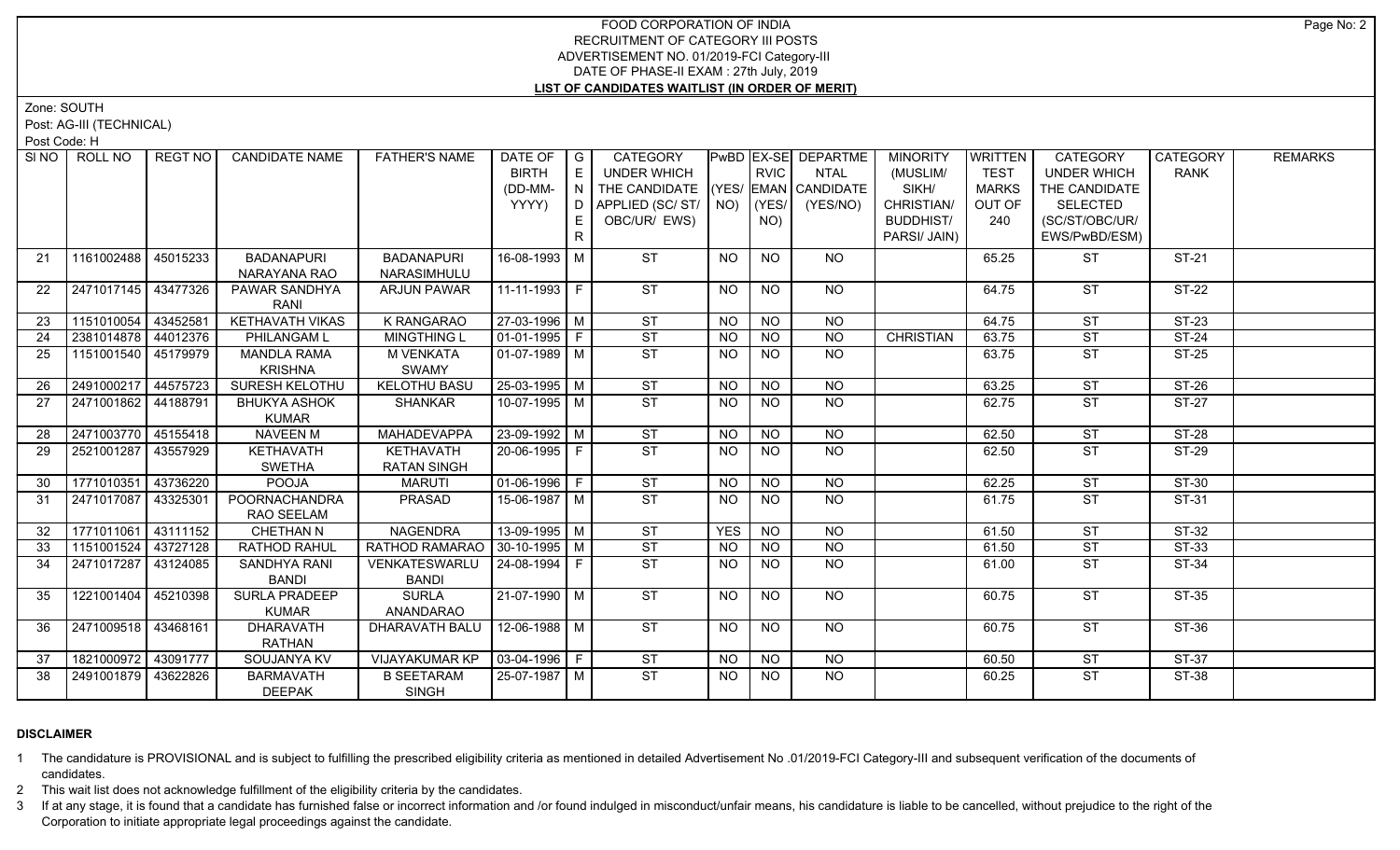# FOOD CORPORATION OF INDIA
## RECRUITMENT OF CATEGORY III POSTS
## ADVERTISEMENT NO. 01/2019-FCI Category-III
## DATE OF PHASE-II EXAM : 27th July, 2019
## LIST OF CANDIDATES WAITLIST (IN ORDER OF MERIT)

Zone: SOUTH

Post: AG-III (TECHNICAL)

Post Code: H

| Sl NO | ROLL NO | REGT NO | CANDIDATE NAME | FATHER'S NAME | DATE OF BIRTH (DD-MM-YYYY) | GENDER | CATEGORY UNDER WHICH THE CANDIDATE APPLIED (SC/ ST/ OBC/UR/ EWS) | PwBD (YES/ NO) | EX-SERVICEMAN (YES/ NO) | DEPARTMENTAL CANDIDATE (YES/NO) | MINORITY (MUSLIM/ SIKH/ CHRISTIAN/ BUDDHIST/ PARSI/ JAIN) | WRITTEN TEST MARKS OUT OF 240 | CATEGORY UNDER WHICH THE CANDIDATE SELECTED (SC/ST/OBC/UR/ EWS/PwBD/ESM) | CATEGORY RANK | REMARKS |
|---|---|---|---|---|---|---|---|---|---|---|---|---|---|---|---|
| 21 | 1161002488 | 45015233 | BADANAPURI NARAYANA RAO | BADANAPURI NARASIMHULU | 16-08-1993 | M | ST | NO | NO | NO | | 65.25 | ST | ST-21 | |
| 22 | 2471017145 | 43477326 | PAWAR SANDHYA RANI | ARJUN PAWAR | 11-11-1993 | F | ST | NO | NO | NO | | 64.75 | ST | ST-22 | |
| 23 | 1151010054 | 43452581 | KETHAVATH VIKAS | K RANGARAO | 27-03-1996 | M | ST | NO | NO | NO | | 64.75 | ST | ST-23 | |
| 24 | 2381014878 | 44012376 | PHILANGAM L | MINGTHING L | 01-01-1995 | F | ST | NO | NO | NO | CHRISTIAN | 63.75 | ST | ST-24 | |
| 25 | 1151001540 | 45179979 | MANDLA RAMA KRISHNA | M VENKATA SWAMY | 01-07-1989 | M | ST | NO | NO | NO | | 63.75 | ST | ST-25 | |
| 26 | 2491000217 | 44575723 | SURESH KELOTHU | KELOTHU BASU | 25-03-1995 | M | ST | NO | NO | NO | | 63.25 | ST | ST-26 | |
| 27 | 2471001862 | 44188791 | BHUKYA ASHOK KUMAR | SHANKAR | 10-07-1995 | M | ST | NO | NO | NO | | 62.75 | ST | ST-27 | |
| 28 | 2471003770 | 45155418 | NAVEEN M | MAHADEVAPPA | 23-09-1992 | M | ST | NO | NO | NO | | 62.50 | ST | ST-28 | |
| 29 | 2521001287 | 43557929 | KETHAVATH SWETHA | KETHAVATH RATAN SINGH | 20-06-1995 | F | ST | NO | NO | NO | | 62.50 | ST | ST-29 | |
| 30 | 1771010351 | 43736220 | POOJA | MARUTI | 01-06-1996 | F | ST | NO | NO | NO | | 62.25 | ST | ST-30 | |
| 31 | 2471017087 | 43325301 | POORNACHANDRA RAO SEELAM | PRASAD | 15-06-1987 | M | ST | NO | NO | NO | | 61.75 | ST | ST-31 | |
| 32 | 1771011061 | 43111152 | CHETHAN N | NAGENDRA | 13-09-1995 | M | ST | YES | NO | NO | | 61.50 | ST | ST-32 | |
| 33 | 1151001524 | 43727128 | RATHOD RAHUL | RATHOD RAMARAO | 30-10-1995 | M | ST | NO | NO | NO | | 61.50 | ST | ST-33 | |
| 34 | 2471017287 | 43124085 | SANDHYA RANI BANDI | VENKATESWARLU BANDI | 24-08-1994 | F | ST | NO | NO | NO | | 61.00 | ST | ST-34 | |
| 35 | 1221001404 | 45210398 | SURLA PRADEEP KUMAR | SURLA ANANDARAO | 21-07-1990 | M | ST | NO | NO | NO | | 60.75 | ST | ST-35 | |
| 36 | 2471009518 | 43468161 | DHARAVATH RATHAN | DHARAVATH BALU | 12-06-1988 | M | ST | NO | NO | NO | | 60.75 | ST | ST-36 | |
| 37 | 1821000972 | 43091777 | SOUJANYA KV | VIJAYAKUMAR KP | 03-04-1996 | F | ST | NO | NO | NO | | 60.50 | ST | ST-37 | |
| 38 | 2491001879 | 43622826 | BARMAVATH DEEPAK | B SEETARAM SINGH | 25-07-1987 | M | ST | NO | NO | NO | | 60.25 | ST | ST-38 | |

### DISCLAIMER

1 The candidature is PROVISIONAL and is subject to fulfilling the prescribed eligibility criteria as mentioned in detailed Advertisement No .01/2019-FCI Category-III and subsequent verification of the documents of candidates.

2 This wait list does not acknowledge fulfillment of the eligibility criteria by the candidates.

3 If at any stage, it is found that a candidate has furnished false or incorrect information and /or found indulged in misconduct/unfair means, his candidature is liable to be cancelled, without prejudice to the right of the Corporation to initiate appropriate legal proceedings against the candidate.